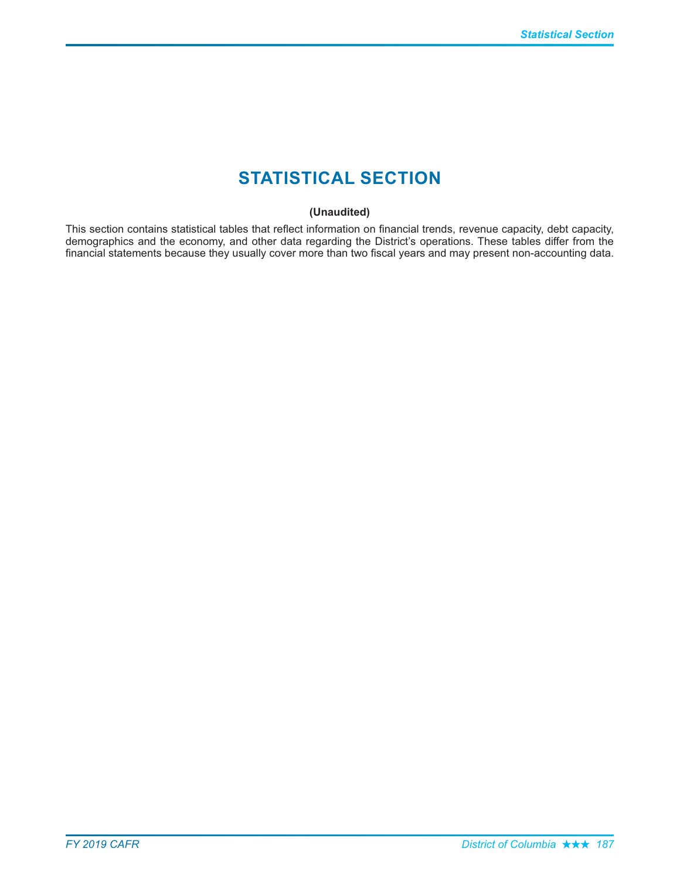# STATISTICAL SECTION

**(Unaudited)**

This section contains statistical tables that reflect information on financial trends, revenue capacity, debt capacity, demographics and the economy, and other data regarding the District's operations. These tables differ from the financial statements because they usually cover more than two fiscal years and may present non-accounting data.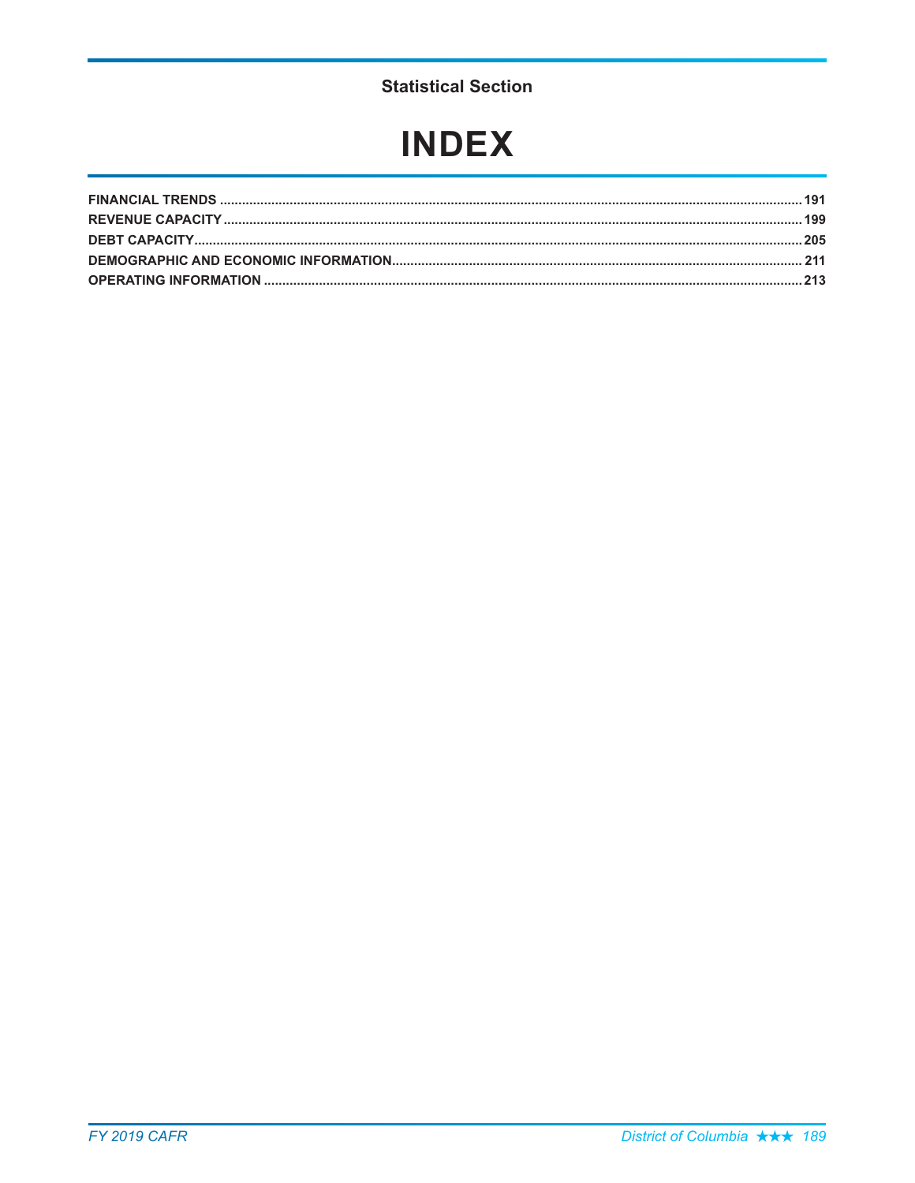Statistical Section

# INDEX

**FINANCIAL TRENDS** .......... **191**
**REVENUE CAPACITY** .......... **199**
**DEBT CAPACITY** .......... **205**
**DEMOGRAPHIC AND ECONOMIC INFORMATION** .......... **211**
**OPERATING INFORMATION** .......... **213**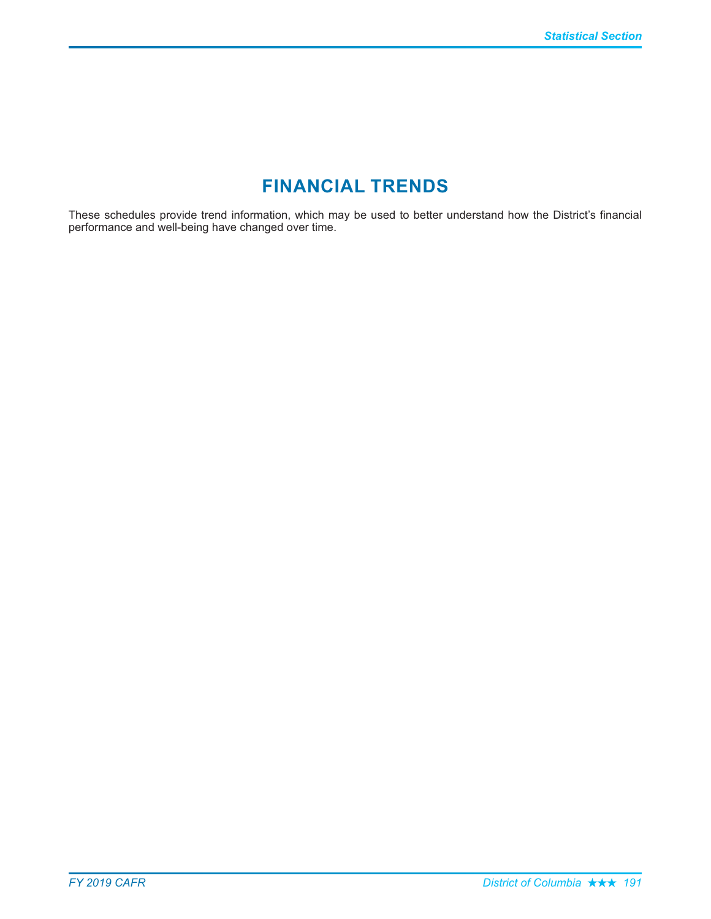# FINANCIAL TRENDS

These schedules provide trend information, which may be used to better understand how the District's financial performance and well-being have changed over time.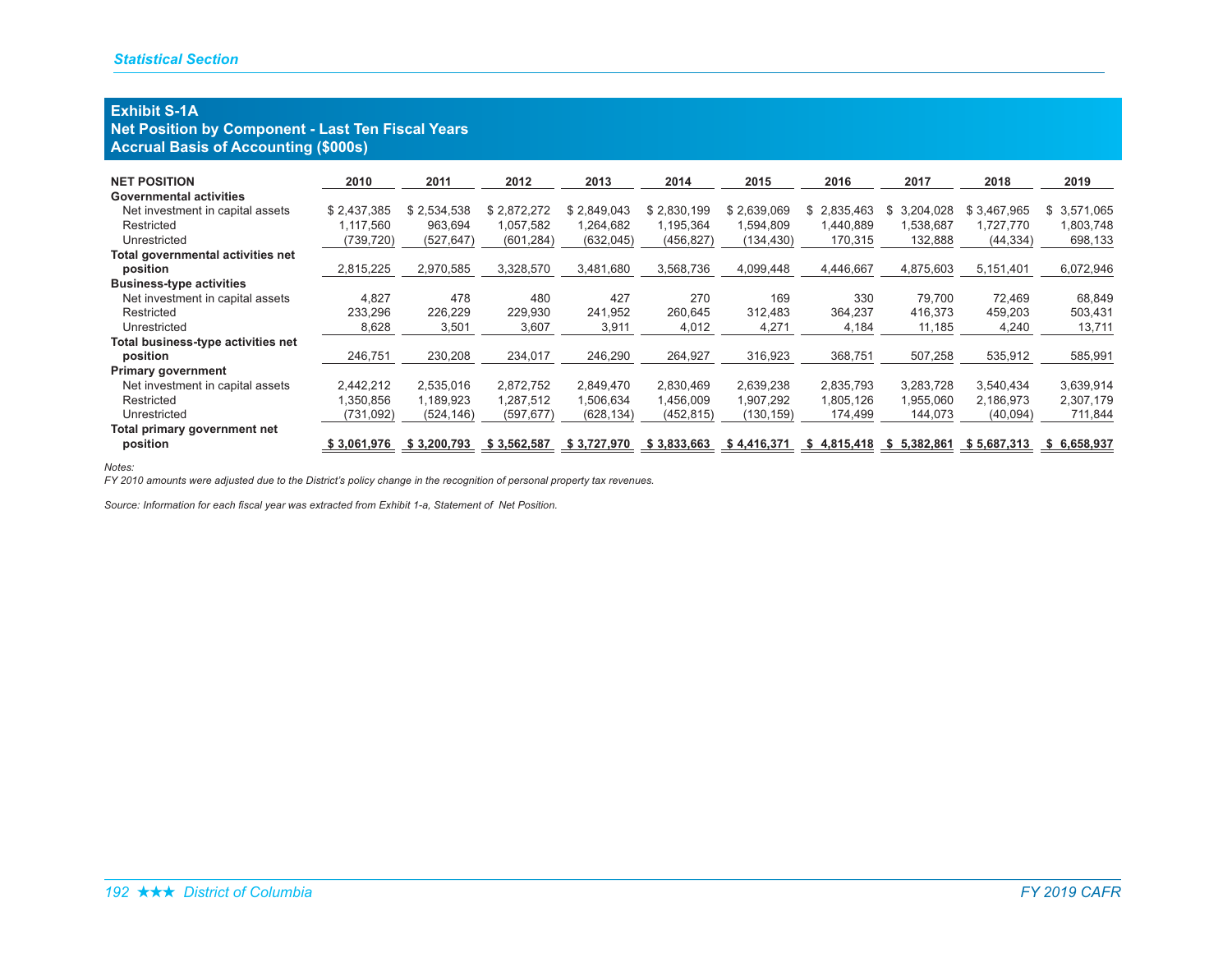### Exhibit S-1A
### Net Position by Component - Last Ten Fiscal Years
### Accrual Basis of Accounting ($000s)

| NET POSITION | 2010 | 2011 | 2012 | 2013 | 2014 | 2015 | 2016 | 2017 | 2018 | 2019 |
|---|---|---|---|---|---|---|---|---|---|---|
| **Governmental activities** | | | | | | | | | | |
| Net investment in capital assets | $ 2,437,385 | $ 2,534,538 | $ 2,872,272 | $ 2,849,043 | $ 2,830,199 | $ 2,639,069 | $ 2,835,463 | $ 3,204,028 | $ 3,467,965 | $ 3,571,065 |
| Restricted | 1,117,560 | 963,694 | 1,057,582 | 1,264,682 | 1,195,364 | 1,594,809 | 1,440,889 | 1,538,687 | 1,727,770 | 1,803,748 |
| Unrestricted | (739,720) | (527,647) | (601,284) | (632,045) | (456,827) | (134,430) | 170,315 | 132,888 | (44,334) | 698,133 |
| **Total governmental activities net position** | 2,815,225 | 2,970,585 | 3,328,570 | 3,481,680 | 3,568,736 | 4,099,448 | 4,446,667 | 4,875,603 | 5,151,401 | 6,072,946 |
| **Business-type activities** | | | | | | | | | | |
| Net investment in capital assets | 4,827 | 478 | 480 | 427 | 270 | 169 | 330 | 79,700 | 72,469 | 68,849 |
| Restricted | 233,296 | 226,229 | 229,930 | 241,952 | 260,645 | 312,483 | 364,237 | 416,373 | 459,203 | 503,431 |
| Unrestricted | 8,628 | 3,501 | 3,607 | 3,911 | 4,012 | 4,271 | 4,184 | 11,185 | 4,240 | 13,711 |
| **Total business-type activities net position** | 246,751 | 230,208 | 234,017 | 246,290 | 264,927 | 316,923 | 368,751 | 507,258 | 535,912 | 585,991 |
| **Primary government** | | | | | | | | | | |
| Net investment in capital assets | 2,442,212 | 2,535,016 | 2,872,752 | 2,849,470 | 2,830,469 | 2,639,238 | 2,835,793 | 3,283,728 | 3,540,434 | 3,639,914 |
| Restricted | 1,350,856 | 1,189,923 | 1,287,512 | 1,506,634 | 1,456,009 | 1,907,292 | 1,805,126 | 1,955,060 | 2,186,973 | 2,307,179 |
| Unrestricted | (731,092) | (524,146) | (597,677) | (628,134) | (452,815) | (130,159) | 174,499 | 144,073 | (40,094) | 711,844 |
| **Total primary government net position** | **$ 3,061,976** | **$ 3,200,793** | **$ 3,562,587** | **$ 3,727,970** | **$ 3,833,663** | **$ 4,416,371** | **$ 4,815,418** | **$ 5,382,861** | **$ 5,687,313** | **$ 6,658,937** |

*Notes:*

*FY 2010 amounts were adjusted due to the District's policy change in the recognition of personal property tax revenues.*

*Source: Information for each fiscal year was extracted from Exhibit 1-a, Statement of Net Position.*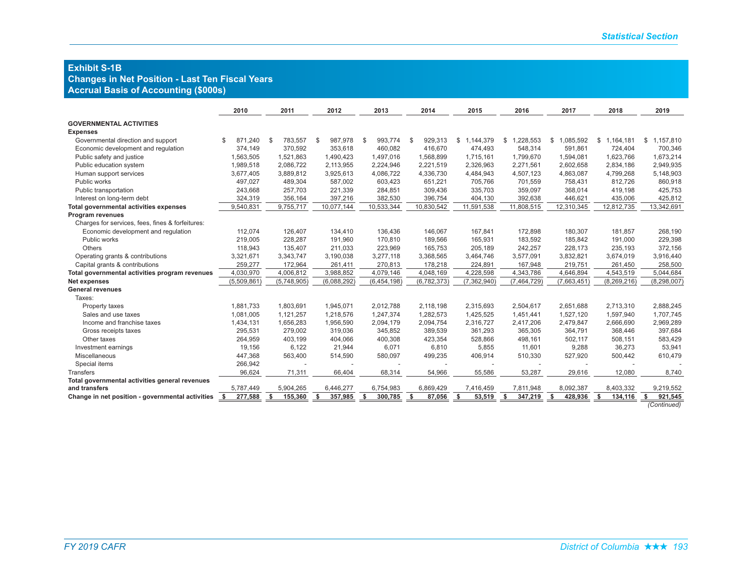## Exhibit S-1B
## Changes in Net Position - Last Ten Fiscal Years
## Accrual Basis of Accounting ($000s)

| | 2010 | 2011 | 2012 | 2013 | 2014 | 2015 | 2016 | 2017 | 2018 | 2019 |
|---|---|---|---|---|---|---|---|---|---|---|
| **GOVERNMENTAL ACTIVITIES** | | | | | | | | | | |
| **Expenses** | | | | | | | | | | |
| Governmental direction and support | $ 871,240 | $ 783,557 | $ 987,978 | $ 993,774 | $ 929,313 | $ 1,144,379 | $ 1,228,553 | $ 1,085,592 | $ 1,164,181 | $ 1,157,810 |
| Economic development and regulation | 374,149 | 370,592 | 353,618 | 460,082 | 416,670 | 474,493 | 548,314 | 591,861 | 724,404 | 700,346 |
| Public safety and justice | 1,563,505 | 1,521,863 | 1,490,423 | 1,497,016 | 1,568,899 | 1,715,161 | 1,799,670 | 1,594,081 | 1,623,766 | 1,673,214 |
| Public education system | 1,989,518 | 2,086,722 | 2,113,955 | 2,224,946 | 2,221,519 | 2,326,963 | 2,271,561 | 2,602,658 | 2,834,186 | 2,949,935 |
| Human support services | 3,677,405 | 3,889,812 | 3,925,613 | 4,086,722 | 4,336,730 | 4,484,943 | 4,507,123 | 4,863,087 | 4,799,268 | 5,148,903 |
| Public works | 497,027 | 489,304 | 587,002 | 603,423 | 651,221 | 705,766 | 701,559 | 758,431 | 812,726 | 860,918 |
| Public transportation | 243,668 | 257,703 | 221,339 | 284,851 | 309,436 | 335,703 | 359,097 | 368,014 | 419,198 | 425,753 |
| Interest on long-term debt | 324,319 | 356,164 | 397,216 | 382,530 | 396,754 | 404,130 | 392,638 | 446,621 | 435,006 | 425,812 |
| **Total governmental activities expenses** | 9,540,831 | 9,755,717 | 10,077,144 | 10,533,344 | 10,830,542 | 11,591,538 | 11,808,515 | 12,310,345 | 12,812,735 | 13,342,691 |
| **Program revenues** | | | | | | | | | | |
| Charges for services, fees, fines & forfeitures: | | | | | | | | | | |
| Economic development and regulation | 112,074 | 126,407 | 134,410 | 136,436 | 146,067 | 167,841 | 172,898 | 180,307 | 181,857 | 268,190 |
| Public works | 219,005 | 228,287 | 191,960 | 170,810 | 189,566 | 165,931 | 183,592 | 185,842 | 191,000 | 229,398 |
| Others | 118,943 | 135,407 | 211,033 | 223,969 | 165,753 | 205,189 | 242,257 | 228,173 | 235,193 | 372,156 |
| Operating grants & contributions | 3,321,671 | 3,343,747 | 3,190,038 | 3,277,118 | 3,368,565 | 3,464,746 | 3,577,091 | 3,832,821 | 3,674,019 | 3,916,440 |
| Capital grants & contributions | 259,277 | 172,964 | 261,411 | 270,813 | 178,218 | 224,891 | 167,948 | 219,751 | 261,450 | 258,500 |
| **Total governmental activities program revenues** | 4,030,970 | 4,006,812 | 3,988,852 | 4,079,146 | 4,048,169 | 4,228,598 | 4,343,786 | 4,646,894 | 4,543,519 | 5,044,684 |
| **Net expenses** | (5,509,861) | (5,748,905) | (6,088,292) | (6,454,198) | (6,782,373) | (7,362,940) | (7,464,729) | (7,663,451) | (8,269,216) | (8,298,007) |
| **General revenues** | | | | | | | | | | |
| Taxes: | | | | | | | | | | |
| Property taxes | 1,881,733 | 1,803,691 | 1,945,071 | 2,012,788 | 2,118,198 | 2,315,693 | 2,504,617 | 2,651,688 | 2,713,310 | 2,888,245 |
| Sales and use taxes | 1,081,005 | 1,121,257 | 1,218,576 | 1,247,374 | 1,282,573 | 1,425,525 | 1,451,441 | 1,527,120 | 1,597,940 | 1,707,745 |
| Income and franchise taxes | 1,434,131 | 1,656,283 | 1,956,590 | 2,094,179 | 2,094,754 | 2,316,727 | 2,417,206 | 2,479,847 | 2,666,690 | 2,969,289 |
| Gross receipts taxes | 295,531 | 279,002 | 319,036 | 345,852 | 389,539 | 361,293 | 365,305 | 364,791 | 368,446 | 397,684 |
| Other taxes | 264,959 | 403,199 | 404,066 | 400,308 | 423,354 | 528,866 | 498,161 | 502,117 | 508,151 | 583,429 |
| Investment earnings | 19,156 | 6,122 | 21,944 | 6,071 | 6,810 | 5,855 | 11,601 | 9,288 | 36,273 | 53,941 |
| Miscellaneous | 447,368 | 563,400 | 514,590 | 580,097 | 499,235 | 406,914 | 510,330 | 527,920 | 500,442 | 610,479 |
| Special items | 266,942 | - | - | - | - | - | - | - | - | - |
| Transfers | 96,624 | 71,311 | 66,404 | 68,314 | 54,966 | 55,586 | 53,287 | 29,616 | 12,080 | 8,740 |
| **Total governmental activities general revenues and transfers** | 5,787,449 | 5,904,265 | 6,446,277 | 6,754,983 | 6,869,429 | 7,416,459 | 7,811,948 | 8,092,387 | 8,403,332 | 9,219,552 |
| **Change in net position - governmental activities** | **$ 277,588** | **$ 155,360** | **$ 357,985** | **$ 300,785** | **$ 87,056** | **$ 53,519** | **$ 347,219** | **$ 428,936** | **$ 134,116** | **$ 921,545** |

*(Continued)*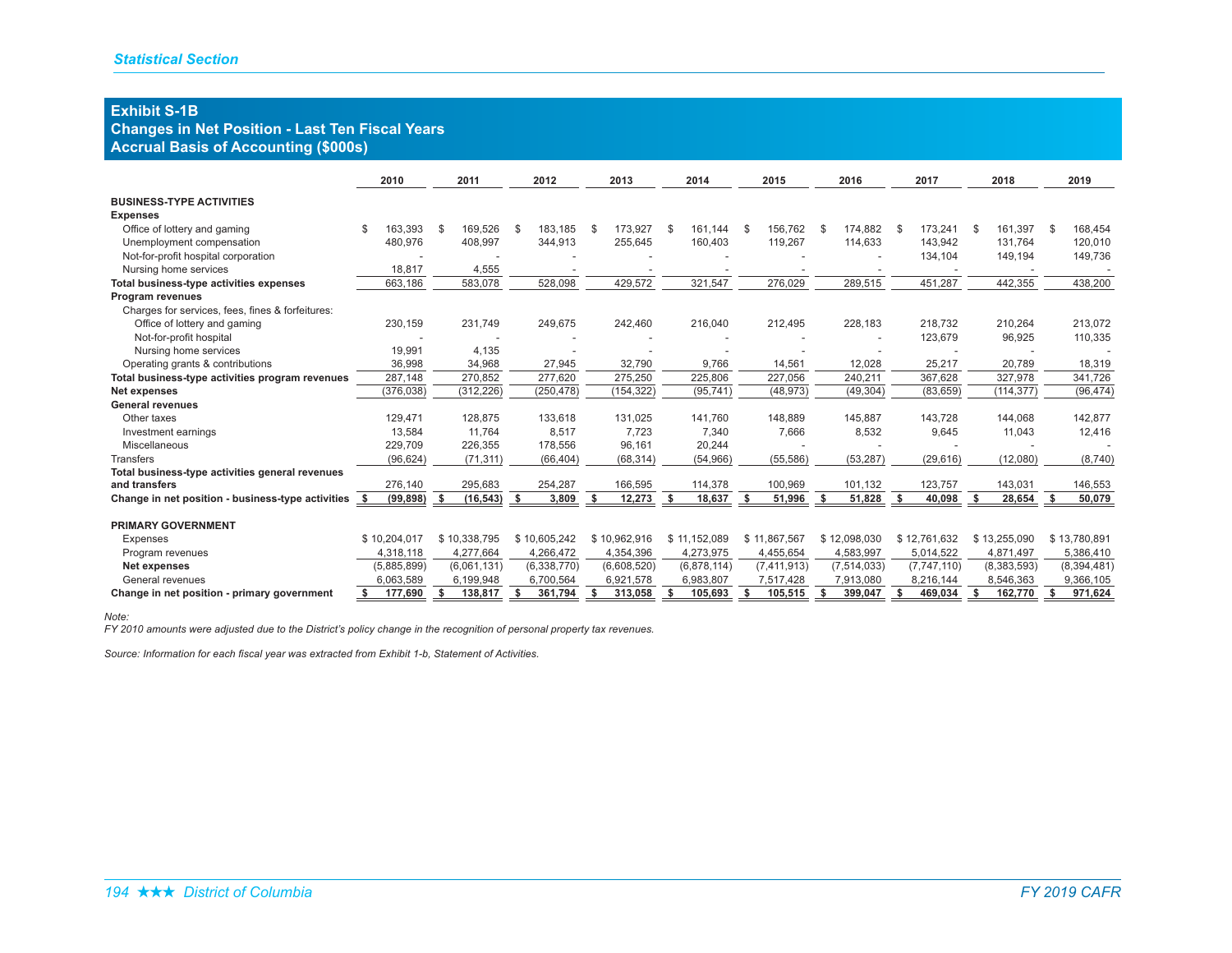## Exhibit S-1B
## Changes in Net Position - Last Ten Fiscal Years
## Accrual Basis of Accounting ($000s)

| | 2010 | 2011 | 2012 | 2013 | 2014 | 2015 | 2016 | 2017 | 2018 | 2019 |
|---|---|---|---|---|---|---|---|---|---|---|
| **BUSINESS-TYPE ACTIVITIES** | | | | | | | | | | |
| **Expenses** | | | | | | | | | | |
| Office of lottery and gaming | $ 163,393 | $ 169,526 | $ 183,185 | $ 173,927 | $ 161,144 | $ 156,762 | $ 174,882 | $ 173,241 | $ 161,397 | $ 168,454 |
| Unemployment compensation | 480,976 | 408,997 | 344,913 | 255,645 | 160,403 | 119,267 | 114,633 | 143,942 | 131,764 | 120,010 |
| Not-for-profit hospital corporation | - | - | - | - | - | - | - | 134,104 | 149,194 | 149,736 |
| Nursing home services | 18,817 | 4,555 | - | - | - | - | - | - | - | - |
| **Total business-type activities expenses** | 663,186 | 583,078 | 528,098 | 429,572 | 321,547 | 276,029 | 289,515 | 451,287 | 442,355 | 438,200 |
| **Program revenues** | | | | | | | | | | |
| Charges for services, fees, fines & forfeitures: | | | | | | | | | | |
| Office of lottery and gaming | 230,159 | 231,749 | 249,675 | 242,460 | 216,040 | 212,495 | 228,183 | 218,732 | 210,264 | 213,072 |
| Not-for-profit hospital | - | - | - | - | - | - | - | 123,679 | 96,925 | 110,335 |
| Nursing home services | 19,991 | 4,135 | - | - | - | - | - | - | - | - |
| Operating grants & contributions | 36,998 | 34,968 | 27,945 | 32,790 | 9,766 | 14,561 | 12,028 | 25,217 | 20,789 | 18,319 |
| **Total business-type activities program revenues** | 287,148 | 270,852 | 277,620 | 275,250 | 225,806 | 227,056 | 240,211 | 367,628 | 327,978 | 341,726 |
| **Net expenses** | (376,038) | (312,226) | (250,478) | (154,322) | (95,741) | (48,973) | (49,304) | (83,659) | (114,377) | (96,474) |
| **General revenues** | | | | | | | | | | |
| Other taxes | 129,471 | 128,875 | 133,618 | 131,025 | 141,760 | 148,889 | 145,887 | 143,728 | 144,068 | 142,877 |
| Investment earnings | 13,584 | 11,764 | 8,517 | 7,723 | 7,340 | 7,666 | 8,532 | 9,645 | 11,043 | 12,416 |
| Miscellaneous | 229,709 | 226,355 | 178,556 | 96,161 | 20,244 | - | - | - | - | - |
| Transfers | (96,624) | (71,311) | (66,404) | (68,314) | (54,966) | (55,586) | (53,287) | (29,616) | (12,080) | (8,740) |
| **Total business-type activities general revenues and transfers** | 276,140 | 295,683 | 254,287 | 166,595 | 114,378 | 100,969 | 101,132 | 123,757 | 143,031 | 146,553 |
| **Change in net position - business-type activities** | **$ (99,898)** | **$ (16,543)** | **$ 3,809** | **$ 12,273** | **$ 18,637** | **$ 51,996** | **$ 51,828** | **$ 40,098** | **$ 28,654** | **$ 50,079** |
| **PRIMARY GOVERNMENT** | | | | | | | | | | |
| Expenses | $ 10,204,017 | $ 10,338,795 | $ 10,605,242 | $ 10,962,916 | $ 11,152,089 | $ 11,867,567 | $ 12,098,030 | $ 12,761,632 | $ 13,255,090 | $ 13,780,891 |
| Program revenues | 4,318,118 | 4,277,664 | 4,266,472 | 4,354,396 | 4,273,975 | 4,455,654 | 4,583,997 | 5,014,522 | 4,871,497 | 5,386,410 |
| **Net expenses** | (5,885,899) | (6,061,131) | (6,338,770) | (6,608,520) | (6,878,114) | (7,411,913) | (7,514,033) | (7,747,110) | (8,383,593) | (8,394,481) |
| General revenues | 6,063,589 | 6,199,948 | 6,700,564 | 6,921,578 | 6,983,807 | 7,517,428 | 7,913,080 | 8,216,144 | 8,546,363 | 9,366,105 |
| **Change in net position - primary government** | **$ 177,690** | **$ 138,817** | **$ 361,794** | **$ 313,058** | **$ 105,693** | **$ 105,515** | **$ 399,047** | **$ 469,034** | **$ 162,770** | **$ 971,624** |

*Note:*
*FY 2010 amounts were adjusted due to the District's policy change in the recognition of personal property tax revenues.*

*Source: Information for each fiscal year was extracted from Exhibit 1-b, Statement of Activities.*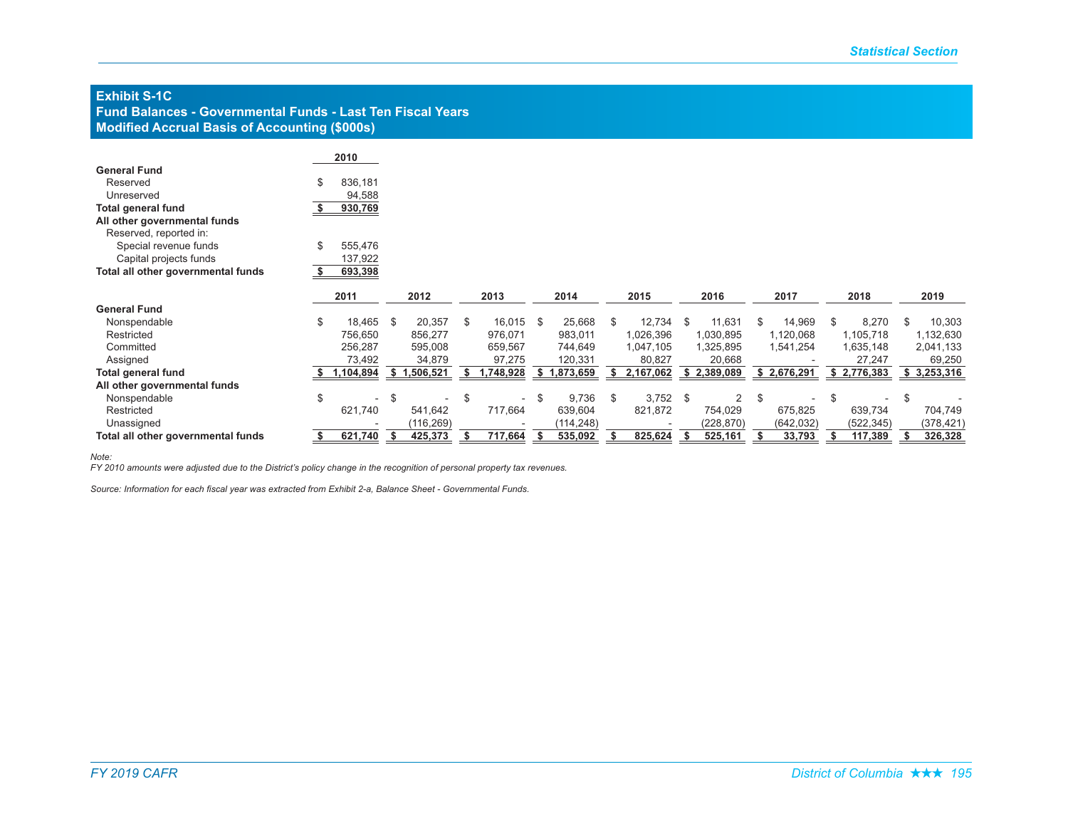## Exhibit S-1C
## Fund Balances - Governmental Funds - Last Ten Fiscal Years
## Modified Accrual Basis of Accounting ($000s)

| | 2010 |
|---|---|
| **General Fund** | |
| Reserved | $ 836,181 |
| Unreserved | 94,588 |
| **Total general fund** | **$ 930,769** |
| **All other governmental funds** | |
| Reserved, reported in: | |
| Special revenue funds | $ 555,476 |
| Capital projects funds | 137,922 |
| **Total all other governmental funds** | **$ 693,398** |

| | 2011 | 2012 | 2013 | 2014 | 2015 | 2016 | 2017 | 2018 | 2019 |
|---|---|---|---|---|---|---|---|---|---|
| **General Fund** | | | | | | | | | |
| Nonspendable | $ 18,465 | $ 20,357 | $ 16,015 | $ 25,668 | $ 12,734 | $ 11,631 | $ 14,969 | $ 8,270 | $ 10,303 |
| Restricted | 756,650 | 856,277 | 976,071 | 983,011 | 1,026,396 | 1,030,895 | 1,120,068 | 1,105,718 | 1,132,630 |
| Committed | 256,287 | 595,008 | 659,567 | 744,649 | 1,047,105 | 1,325,895 | 1,541,254 | 1,635,148 | 2,041,133 |
| Assigned | 73,492 | 34,879 | 97,275 | 120,331 | 80,827 | 20,668 | - | 27,247 | 69,250 |
| **Total general fund** | **$ 1,104,894** | **$ 1,506,521** | **$ 1,748,928** | **$ 1,873,659** | **$ 2,167,062** | **$ 2,389,089** | **$ 2,676,291** | **$ 2,776,383** | **$ 3,253,316** |
| **All other governmental funds** | | | | | | | | | |
| Nonspendable | $ - | $ - | $ - | $ 9,736 | $ 3,752 | $ 2 | $ - | $ - | $ - |
| Restricted | 621,740 | 541,642 | 717,664 | 639,604 | 821,872 | 754,029 | 675,825 | 639,734 | 704,749 |
| Unassigned | - | (116,269) | - | (114,248) | - | (228,870) | (642,032) | (522,345) | (378,421) |
| **Total all other governmental funds** | **$ 621,740** | **$ 425,373** | **$ 717,664** | **$ 535,092** | **$ 825,624** | **$ 525,161** | **$ 33,793** | **$ 117,389** | **$ 326,328** |

*Note:*
*FY 2010 amounts were adjusted due to the District's policy change in the recognition of personal property tax revenues.*

*Source: Information for each fiscal year was extracted from Exhibit 2-a, Balance Sheet - Governmental Funds.*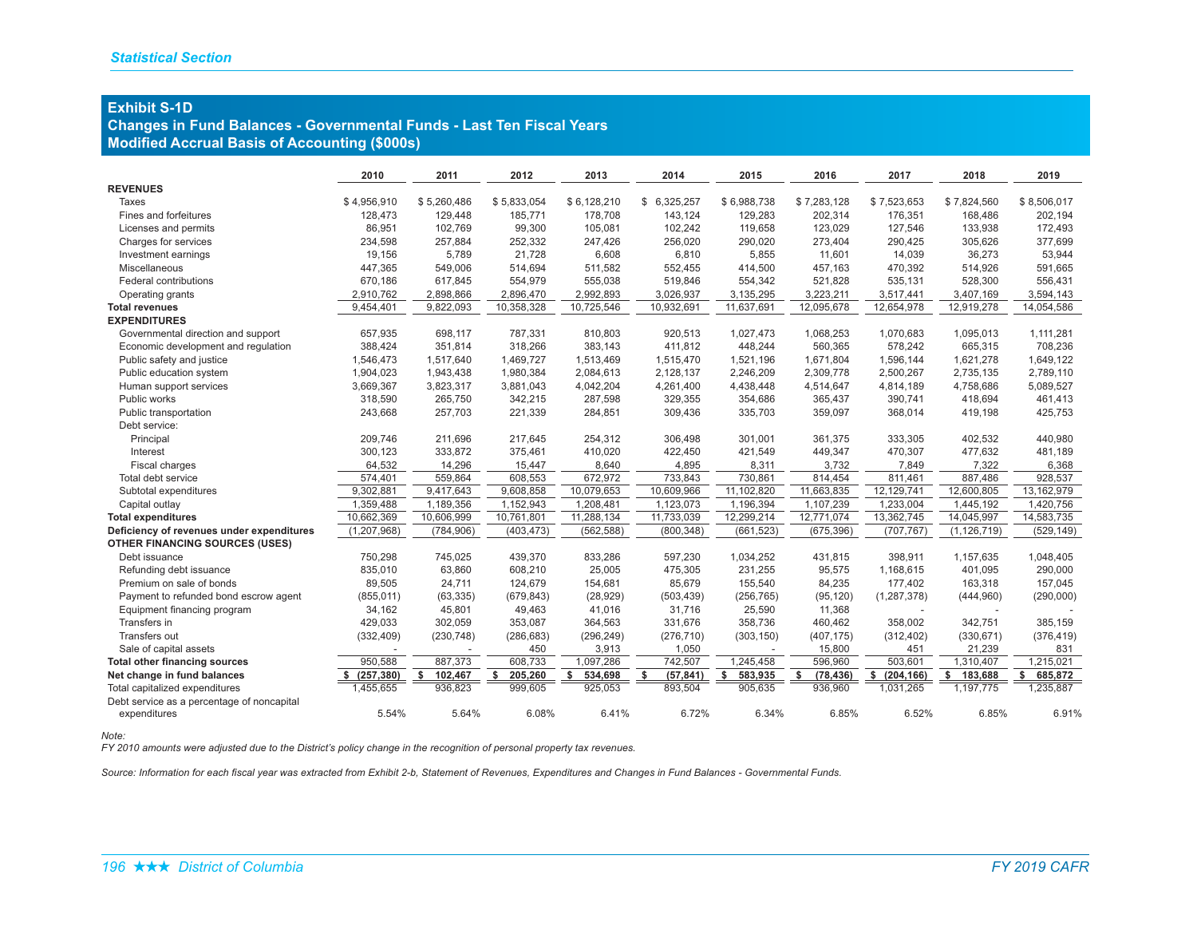## Exhibit S-1D
## Changes in Fund Balances - Governmental Funds - Last Ten Fiscal Years
## Modified Accrual Basis of Accounting ($000s)

| | 2010 | 2011 | 2012 | 2013 | 2014 | 2015 | 2016 | 2017 | 2018 | 2019 |
|---|---|---|---|---|---|---|---|---|---|---|
| **REVENUES** | | | | | | | | | | |
| Taxes | $ 4,956,910 | $ 5,260,486 | $ 5,833,054 | $ 6,128,210 | $ 6,325,257 | $ 6,988,738 | $ 7,283,128 | $ 7,523,653 | $ 7,824,560 | $ 8,506,017 |
| Fines and forfeitures | 128,473 | 129,448 | 185,771 | 178,708 | 143,124 | 129,283 | 202,314 | 176,351 | 168,486 | 202,194 |
| Licenses and permits | 86,951 | 102,769 | 99,300 | 105,081 | 102,242 | 119,658 | 123,029 | 127,546 | 133,938 | 172,493 |
| Charges for services | 234,598 | 257,884 | 252,332 | 247,426 | 256,020 | 290,020 | 273,404 | 290,425 | 305,626 | 377,699 |
| Investment earnings | 19,156 | 5,789 | 21,728 | 6,608 | 6,810 | 5,855 | 11,601 | 14,039 | 36,273 | 53,944 |
| Miscellaneous | 447,365 | 549,006 | 514,694 | 511,582 | 552,455 | 414,500 | 457,163 | 470,392 | 514,926 | 591,665 |
| Federal contributions | 670,186 | 617,845 | 554,979 | 555,038 | 519,846 | 554,342 | 521,828 | 535,131 | 528,300 | 556,431 |
| Operating grants | 2,910,762 | 2,898,866 | 2,896,470 | 2,992,893 | 3,026,937 | 3,135,295 | 3,223,211 | 3,517,441 | 3,407,169 | 3,594,143 |
| **Total revenues** | 9,454,401 | 9,822,093 | 10,358,328 | 10,725,546 | 10,932,691 | 11,637,691 | 12,095,678 | 12,654,978 | 12,919,278 | 14,054,586 |
| **EXPENDITURES** | | | | | | | | | | |
| Governmental direction and support | 657,935 | 698,117 | 787,331 | 810,803 | 920,513 | 1,027,473 | 1,068,253 | 1,070,683 | 1,095,013 | 1,111,281 |
| Economic development and regulation | 388,424 | 351,814 | 318,266 | 383,143 | 411,812 | 448,244 | 560,365 | 578,242 | 665,315 | 708,236 |
| Public safety and justice | 1,546,473 | 1,517,640 | 1,469,727 | 1,513,469 | 1,515,470 | 1,521,196 | 1,671,804 | 1,596,144 | 1,621,278 | 1,649,122 |
| Public education system | 1,904,023 | 1,943,438 | 1,980,384 | 2,084,613 | 2,128,137 | 2,246,209 | 2,309,778 | 2,500,267 | 2,735,135 | 2,789,110 |
| Human support services | 3,669,367 | 3,823,317 | 3,881,043 | 4,042,204 | 4,261,400 | 4,438,448 | 4,514,647 | 4,814,189 | 4,758,686 | 5,089,527 |
| Public works | 318,590 | 265,750 | 342,215 | 287,598 | 329,355 | 354,686 | 365,437 | 390,741 | 418,694 | 461,413 |
| Public transportation | 243,668 | 257,703 | 221,339 | 284,851 | 309,436 | 335,703 | 359,097 | 368,014 | 419,198 | 425,753 |
| Debt service: | | | | | | | | | | |
| Principal | 209,746 | 211,696 | 217,645 | 254,312 | 306,498 | 301,001 | 361,375 | 333,305 | 402,532 | 440,980 |
| Interest | 300,123 | 333,872 | 375,461 | 410,020 | 422,450 | 421,549 | 449,347 | 470,307 | 477,632 | 481,189 |
| Fiscal charges | 64,532 | 14,296 | 15,447 | 8,640 | 4,895 | 8,311 | 3,732 | 7,849 | 7,322 | 6,368 |
| Total debt service | 574,401 | 559,864 | 608,553 | 672,972 | 733,843 | 730,861 | 814,454 | 811,461 | 887,486 | 928,537 |
| Subtotal expenditures | 9,302,881 | 9,417,643 | 9,608,858 | 10,079,653 | 10,609,966 | 11,102,820 | 11,663,835 | 12,129,741 | 12,600,805 | 13,162,979 |
| Capital outlay | 1,359,488 | 1,189,356 | 1,152,943 | 1,208,481 | 1,123,073 | 1,196,394 | 1,107,239 | 1,233,004 | 1,445,192 | 1,420,756 |
| **Total expenditures** | 10,662,369 | 10,606,999 | 10,761,801 | 11,288,134 | 11,733,039 | 12,299,214 | 12,771,074 | 13,362,745 | 14,045,997 | 14,583,735 |
| **Deficiency of revenues under expenditures** | (1,207,968) | (784,906) | (403,473) | (562,588) | (800,348) | (661,523) | (675,396) | (707,767) | (1,126,719) | (529,149) |
| **OTHER FINANCING SOURCES (USES)** | | | | | | | | | | |
| Debt issuance | 750,298 | 745,025 | 439,370 | 833,286 | 597,230 | 1,034,252 | 431,815 | 398,911 | 1,157,635 | 1,048,405 |
| Refunding debt issuance | 835,010 | 63,860 | 608,210 | 25,005 | 475,305 | 231,255 | 95,575 | 1,168,615 | 401,095 | 290,000 |
| Premium on sale of bonds | 89,505 | 24,711 | 124,679 | 154,681 | 85,679 | 155,540 | 84,235 | 177,402 | 163,318 | 157,045 |
| Payment to refunded bond escrow agent | (855,011) | (63,335) | (679,843) | (28,929) | (503,439) | (256,765) | (95,120) | (1,287,378) | (444,960) | (290,000) |
| Equipment financing program | 34,162 | 45,801 | 49,463 | 41,016 | 31,716 | 25,590 | 11,368 | - | - | - |
| Transfers in | 429,033 | 302,059 | 353,087 | 364,563 | 331,676 | 358,736 | 460,462 | 358,002 | 342,751 | 385,159 |
| Transfers out | (332,409) | (230,748) | (286,683) | (296,249) | (276,710) | (303,150) | (407,175) | (312,402) | (330,671) | (376,419) |
| Sale of capital assets | - | - | 450 | 3,913 | 1,050 | - | 15,800 | 451 | 21,239 | 831 |
| **Total other financing sources** | 950,588 | 887,373 | 608,733 | 1,097,286 | 742,507 | 1,245,458 | 596,960 | 503,601 | 1,310,407 | 1,215,021 |
| **Net change in fund balances** | **$ (257,380)** | **$ 102,467** | **$ 205,260** | **$ 534,698** | **$ (57,841)** | **$ 583,935** | **$ (78,436)** | **$ (204,166)** | **$ 183,688** | **$ 685,872** |
| Total capitalized expenditures | 1,455,655 | 936,823 | 999,605 | 925,053 | 893,504 | 905,635 | 936,960 | 1,031,265 | 1,197,775 | 1,235,887 |
| Debt service as a percentage of noncapital expenditures | 5.54% | 5.64% | 6.08% | 6.41% | 6.72% | 6.34% | 6.85% | 6.52% | 6.85% | 6.91% |

*Note:*
*FY 2010 amounts were adjusted due to the District's policy change in the recognition of personal property tax revenues.*

*Source: Information for each fiscal year was extracted from Exhibit 2-b, Statement of Revenues, Expenditures and Changes in Fund Balances - Governmental Funds.*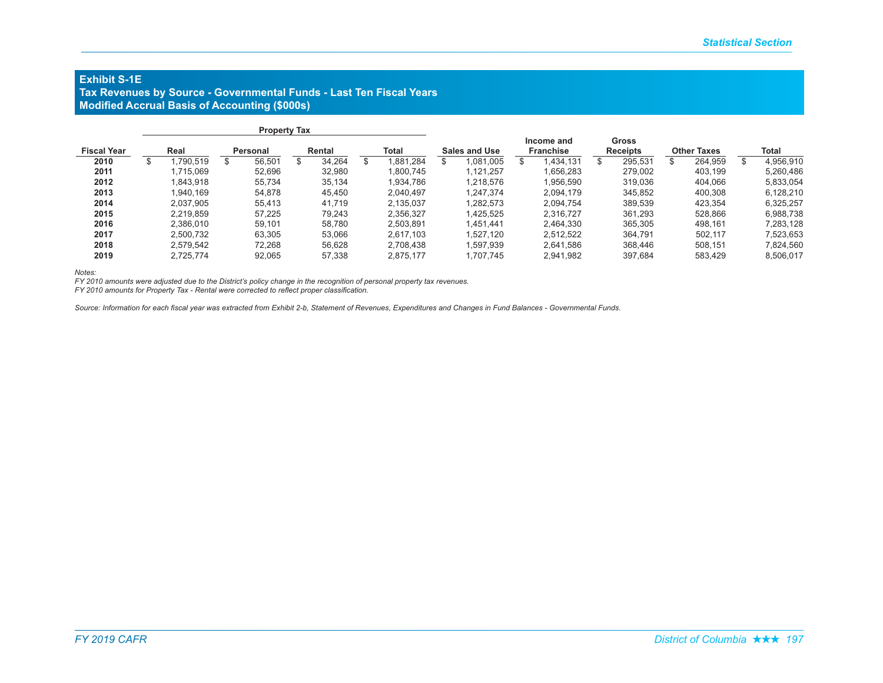## Exhibit S-1E
## Tax Revenues by Source - Governmental Funds - Last Ten Fiscal Years
## Modified Accrual Basis of Accounting ($000s)

| | Property Tax | | | | | | | | |
|---|---|---|---|---|---|---|---|---|---|
| **Fiscal Year** | **Real** | **Personal** | **Rental** | **Total** | **Sales and Use** | **Income and Franchise** | **Gross Receipts** | **Other Taxes** | **Total** |
| **2010** | $ 1,790,519 | $ 56,501 | $ 34,264 | $ 1,881,284 | $ 1,081,005 | $ 1,434,131 | $ 295,531 | $ 264,959 | $ 4,956,910 |
| **2011** | 1,715,069 | 52,696 | 32,980 | 1,800,745 | 1,121,257 | 1,656,283 | 279,002 | 403,199 | 5,260,486 |
| **2012** | 1,843,918 | 55,734 | 35,134 | 1,934,786 | 1,218,576 | 1,956,590 | 319,036 | 404,066 | 5,833,054 |
| **2013** | 1,940,169 | 54,878 | 45,450 | 2,040,497 | 1,247,374 | 2,094,179 | 345,852 | 400,308 | 6,128,210 |
| **2014** | 2,037,905 | 55,413 | 41,719 | 2,135,037 | 1,282,573 | 2,094,754 | 389,539 | 423,354 | 6,325,257 |
| **2015** | 2,219,859 | 57,225 | 79,243 | 2,356,327 | 1,425,525 | 2,316,727 | 361,293 | 528,866 | 6,988,738 |
| **2016** | 2,386,010 | 59,101 | 58,780 | 2,503,891 | 1,451,441 | 2,464,330 | 365,305 | 498,161 | 7,283,128 |
| **2017** | 2,500,732 | 63,305 | 53,066 | 2,617,103 | 1,527,120 | 2,512,522 | 364,791 | 502,117 | 7,523,653 |
| **2018** | 2,579,542 | 72,268 | 56,628 | 2,708,438 | 1,597,939 | 2,641,586 | 368,446 | 508,151 | 7,824,560 |
| **2019** | 2,725,774 | 92,065 | 57,338 | 2,875,177 | 1,707,745 | 2,941,982 | 397,684 | 583,429 | 8,506,017 |

*Notes:*
*FY 2010 amounts were adjusted due to the District's policy change in the recognition of personal property tax revenues.*
*FY 2010 amounts for Property Tax - Rental were corrected to reflect proper classification.*

*Source: Information for each fiscal year was extracted from Exhibit 2-b, Statement of Revenues, Expenditures and Changes in Fund Balances - Governmental Funds.*